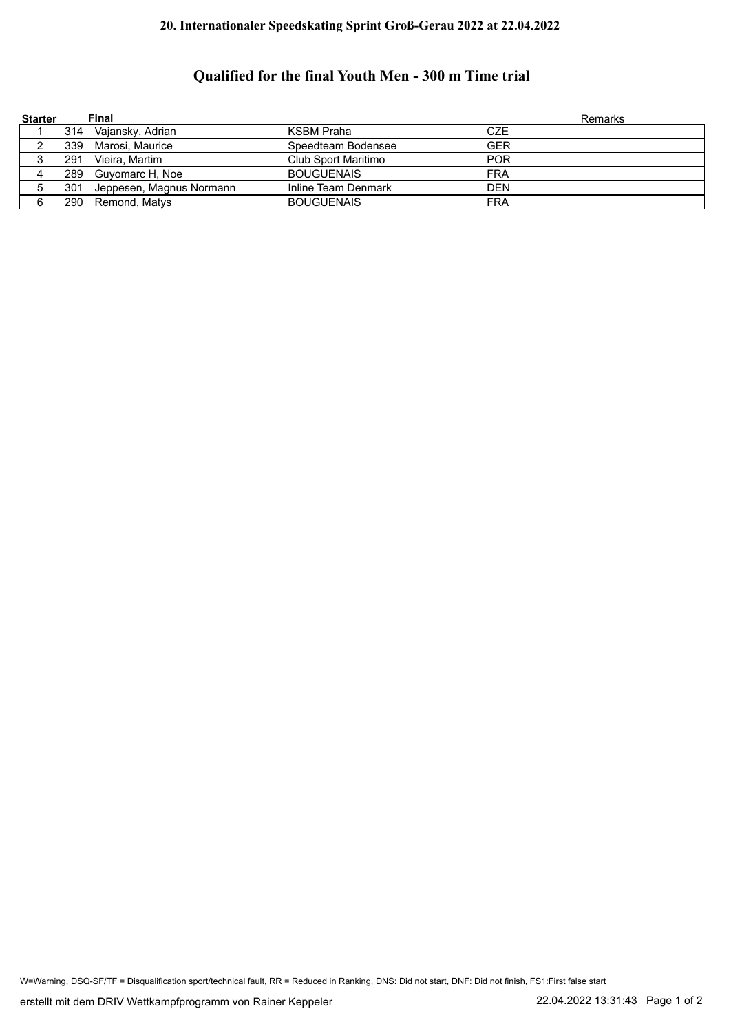**20. Internationaler Speedskating Sprint Groß-Gerau 2022 at 22.04.2022**

# Qualified for the final Youth Men - 300 m Time trial

| Starter | Final | | | | Remarks |
|---|---|---|---|---|---|
| 1 | 314 | Vajansky, Adrian | KSBM Praha | CZE | |
| 2 | 339 | Marosi, Maurice | Speedteam Bodensee | GER | |
| 3 | 291 | Vieira, Martim | Club Sport Maritimo | POR | |
| 4 | 289 | Guyomarc H, Noe | BOUGUENAIS | FRA | |
| 5 | 301 | Jeppesen, Magnus Normann | Inline Team Denmark | DEN | |
| 6 | 290 | Remond, Matys | BOUGUENAIS | FRA | |

W=Warning, DSQ-SF/TF = Disqualification sport/technical fault, RR = Reduced in Ranking, DNS: Did not start, DNF: Did not finish, FS1:First false start

erstellt mit dem DRIV Wettkampfprogramm von Rainer Keppeler 22.04.2022 13:31:43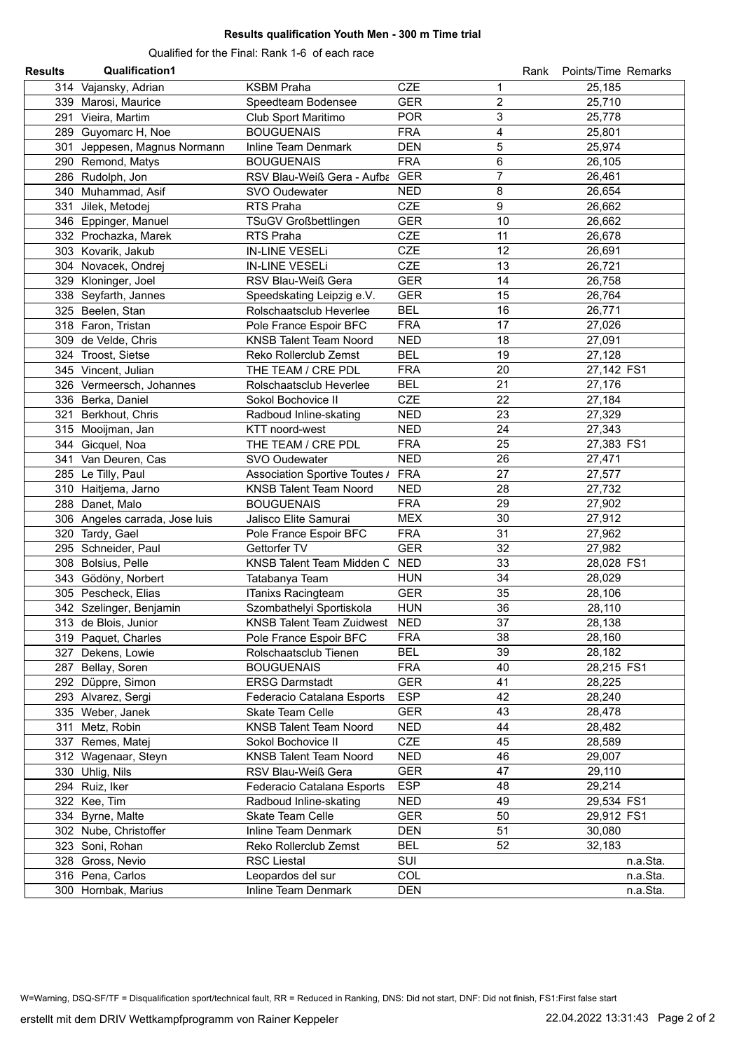**Results qualification Youth Men - 300 m Time trial**

Qualified for the Final: Rank 1-6 of each race

| Results | Qualification1 | | | Rank | Points/Time | Remarks |
|---|---|---|---|---|---|---|
| 314 | Vajansky, Adrian | KSBM Praha | CZE | 1 | 25,185 | |
| 339 | Marosi, Maurice | Speedteam Bodensee | GER | 2 | 25,710 | |
| 291 | Vieira, Martim | Club Sport Maritimo | POR | 3 | 25,778 | |
| 289 | Guyomarc H, Noe | BOUGUENAIS | FRA | 4 | 25,801 | |
| 301 | Jeppesen, Magnus Normann | Inline Team Denmark | DEN | 5 | 25,974 | |
| 290 | Remond, Matys | BOUGUENAIS | FRA | 6 | 26,105 | |
| 286 | Rudolph, Jon | RSV Blau-Weiß Gera - Aufba | GER | 7 | 26,461 | |
| 340 | Muhammad, Asif | SVO Oudewater | NED | 8 | 26,654 | |
| 331 | Jilek, Metodej | RTS Praha | CZE | 9 | 26,662 | |
| 346 | Eppinger, Manuel | TSuGV Großbettlingen | GER | 10 | 26,662 | |
| 332 | Prochazka, Marek | RTS Praha | CZE | 11 | 26,678 | |
| 303 | Kovarik, Jakub | IN-LINE VESELi | CZE | 12 | 26,691 | |
| 304 | Novacek, Ondrej | IN-LINE VESELi | CZE | 13 | 26,721 | |
| 329 | Kloninger, Joel | RSV Blau-Weiß Gera | GER | 14 | 26,758 | |
| 338 | Seyfarth, Jannes | Speedskating Leipzig e.V. | GER | 15 | 26,764 | |
| 325 | Beelen, Stan | Rolschaatsclub Heverlee | BEL | 16 | 26,771 | |
| 318 | Faron, Tristan | Pole France Espoir BFC | FRA | 17 | 27,026 | |
| 309 | de Velde, Chris | KNSB Talent Team Noord | NED | 18 | 27,091 | |
| 324 | Troost, Sietse | Reko Rollerclub Zemst | BEL | 19 | 27,128 | |
| 345 | Vincent, Julian | THE TEAM / CRE PDL | FRA | 20 | 27,142 | FS1 |
| 326 | Vermeersch, Johannes | Rolschaatsclub Heverlee | BEL | 21 | 27,176 | |
| 336 | Berka, Daniel | Sokol Bochovice II | CZE | 22 | 27,184 | |
| 321 | Berkhout, Chris | Radboud Inline-skating | NED | 23 | 27,329 | |
| 315 | Mooijman, Jan | KTT noord-west | NED | 24 | 27,343 | |
| 344 | Gicquel, Noa | THE TEAM / CRE PDL | FRA | 25 | 27,383 | FS1 |
| 341 | Van Deuren, Cas | SVO Oudewater | NED | 26 | 27,471 | |
| 285 | Le Tilly, Paul | Association Sportive Toutes / | FRA | 27 | 27,577 | |
| 310 | Haitjema, Jarno | KNSB Talent Team Noord | NED | 28 | 27,732 | |
| 288 | Danet, Malo | BOUGUENAIS | FRA | 29 | 27,902 | |
| 306 | Angeles carrada, Jose luis | Jalisco Elite Samurai | MEX | 30 | 27,912 | |
| 320 | Tardy, Gael | Pole France Espoir BFC | FRA | 31 | 27,962 | |
| 295 | Schneider, Paul | Gettorfer TV | GER | 32 | 27,982 | |
| 308 | Bolsius, Pelle | KNSB Talent Team Midden C | NED | 33 | 28,028 | FS1 |
| 343 | Gödöny, Norbert | Tatabanya Team | HUN | 34 | 28,029 | |
| 305 | Pescheck, Elias | ITanixs Racingteam | GER | 35 | 28,106 | |
| 342 | Szelinger, Benjamin | Szombathelyi Sportiskola | HUN | 36 | 28,110 | |
| 313 | de Blois, Junior | KNSB Talent Team Zuidwest | NED | 37 | 28,138 | |
| 319 | Paquet, Charles | Pole France Espoir BFC | FRA | 38 | 28,160 | |
| 327 | Dekens, Lowie | Rolschaatsclub Tienen | BEL | 39 | 28,182 | |
| 287 | Bellay, Soren | BOUGUENAIS | FRA | 40 | 28,215 | FS1 |
| 292 | Düppre, Simon | ERSG Darmstadt | GER | 41 | 28,225 | |
| 293 | Alvarez, Sergi | Federacio Catalana Esports | ESP | 42 | 28,240 | |
| 335 | Weber, Janek | Skate Team Celle | GER | 43 | 28,478 | |
| 311 | Metz, Robin | KNSB Talent Team Noord | NED | 44 | 28,482 | |
| 337 | Remes, Matej | Sokol Bochovice II | CZE | 45 | 28,589 | |
| 312 | Wagenaar, Steyn | KNSB Talent Team Noord | NED | 46 | 29,007 | |
| 330 | Uhlig, Nils | RSV Blau-Weiß Gera | GER | 47 | 29,110 | |
| 294 | Ruiz, Iker | Federacio Catalana Esports | ESP | 48 | 29,214 | |
| 322 | Kee, Tim | Radboud Inline-skating | NED | 49 | 29,534 | FS1 |
| 334 | Byrne, Malte | Skate Team Celle | GER | 50 | 29,912 | FS1 |
| 302 | Nube, Christoffer | Inline Team Denmark | DEN | 51 | 30,080 | |
| 323 | Soni, Rohan | Reko Rollerclub Zemst | BEL | 52 | 32,183 | |
| 328 | Gross, Nevio | RSC Liestal | SUI | | | n.a.Sta. |
| 316 | Pena, Carlos | Leopardos del sur | COL | | | n.a.Sta. |
| 300 | Hornbak, Marius | Inline Team Denmark | DEN | | | n.a.Sta. |

W=Warning, DSQ-SF/TF = Disqualification sport/technical fault, RR = Reduced in Ranking, DNS: Did not start, DNF: Did not finish, FS1:First false start

erstellt mit dem DRIV Wettkampfprogramm von Rainer Keppeler 22.04.2022 13:31:43